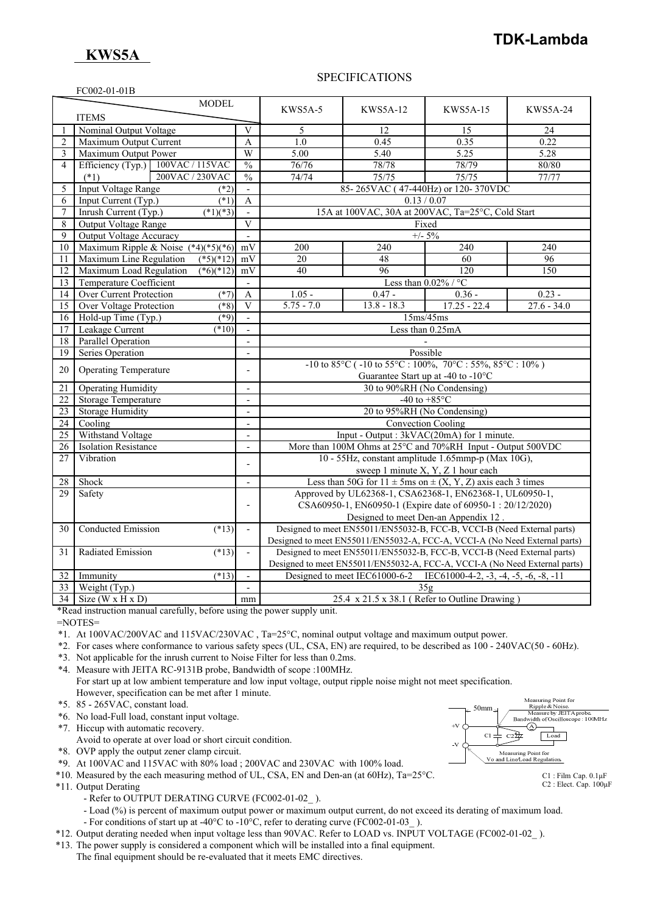# KWS5A

**TDK-Lambda**

## SPECIFICATIONS

FC002-01-01B

| No. | ITEMS | | MODEL | KWS5A-5 | KWS5A-12 | KWS5A-15 | KWS5A-24 |
|---|---|---|---|---|---|---|---|
| 1 | Nominal Output Voltage | | V | 5 | 12 | 15 | 24 |
| 2 | Maximum Output Current | | A | 1.0 | 0.45 | 0.35 | 0.22 |
| 3 | Maximum Output Power | | W | 5.00 | 5.40 | 5.25 | 5.28 |
| 4 | Efficiency (Typ.) (*1) | 100VAC / 115VAC | % | 76/76 | 78/78 | 78/79 | 80/80 |
| | | 200VAC / 230VAC | % | 74/74 | 75/75 | 75/75 | 77/77 |
| 5 | Input Voltage Range (*2) | | - | 85- 265VAC ( 47-440Hz) or 120- 370VDC | | | |
| 6 | Input Current (Typ.) (*1) | | A | 0.13 / 0.07 | | | |
| 7 | Inrush Current (Typ.) (*1)(*3) | | - | 15A at 100VAC, 30A at 200VAC, Ta=25°C, Cold Start | | | |
| 8 | Output Voltage Range | | V | Fixed | | | |
| 9 | Output Voltage Accuracy | | - | +/- 5% | | | |
| 10 | Maximum Ripple & Noise (*4)(*5)(*6) | | mV | 200 | 240 | 240 | 240 |
| 11 | Maximum Line Regulation (*5)(*12) | | mV | 20 | 48 | 60 | 96 |
| 12 | Maximum Load Regulation (*6)(*12) | | mV | 40 | 96 | 120 | 150 |
| 13 | Temperature Coefficient | | - | Less than 0.02% / °C | | | |
| 14 | Over Current Protection (*7) | | A | 1.05 - | 0.47 - | 0.36 - | 0.23 - |
| 15 | Over Voltage Protection (*8) | | V | 5.75 - 7.0 | 13.8 - 18.3 | 17.25 - 22.4 | 27.6 - 34.0 |
| 16 | Hold-up Time (Typ.) (*9) | | - | 15ms/45ms | | | |
| 17 | Leakage Current (*10) | | - | Less than 0.25mA | | | |
| 18 | Parallel Operation | | - | - | | | |
| 19 | Series Operation | | - | Possible | | | |
| 20 | Operating Temperature | | - | -10 to 85°C ( -10 to 55°C : 100%, 70°C : 55%, 85°C : 10% ) Guarantee Start up at -40 to -10°C | | | |
| 21 | Operating Humidity | | - | 30 to 90%RH (No Condensing) | | | |
| 22 | Storage Temperature | | - | -40 to +85°C | | | |
| 23 | Storage Humidity | | - | 20 to 95%RH (No Condensing) | | | |
| 24 | Cooling | | - | Convection Cooling | | | |
| 25 | Withstand Voltage | | - | Input - Output : 3kVAC(20mA) for 1 minute. | | | |
| 26 | Isolation Resistance | | - | More than 100M Ohms at 25°C and 70%RH Input - Output 500VDC | | | |
| 27 | Vibration | | - | 10 - 55Hz, constant amplitude 1.65mmp-p (Max 10G), sweep 1 minute X, Y, Z 1 hour each | | | |
| 28 | Shock | | - | Less than 50G for 11 ± 5ms on ± (X, Y, Z) axis each 3 times | | | |
| 29 | Safety | | - | Approved by UL62368-1, CSA62368-1, EN62368-1, UL60950-1, CSA60950-1, EN60950-1 (Expire date of 60950-1 : 20/12/2020) Designed to meet Den-an Appendix 12 . | | | |
| 30 | Conducted Emission (*13) | | - | Designed to meet EN55011/EN55032-B, FCC-B, VCCI-B (Need External parts) Designed to meet EN55011/EN55032-A, FCC-A, VCCI-A (No Need External parts) | | | |
| 31 | Radiated Emission (*13) | | - | Designed to meet EN55011/EN55032-B, FCC-B, VCCI-B (Need External parts) Designed to meet EN55011/EN55032-A, FCC-A, VCCI-A (No Need External parts) | | | |
| 32 | Immunity (*13) | | - | Designed to meet IEC61000-6-2 IEC61000-4-2, -3, -4, -5, -6, -8, -11 | | | |
| 33 | Weight (Typ.) | | - | 35g | | | |
| 34 | Size (W x H x D) | | mm | 25.4 x 21.5 x 38.1 ( Refer to Outline Drawing ) | | | |

*Read instruction manual carefully, before using the power supply unit.

=NOTES=

*1. At 100VAC/200VAC and 115VAC/230VAC , Ta=25°C, nominal output voltage and maximum output power.

*2. For cases where conformance to various safety specs (UL, CSA, EN) are required, to be described as 100 - 240VAC(50 - 60Hz).

*3. Not applicable for the inrush current to Noise Filter for less than 0.2ms.

*4. Measure with JEITA RC-9131B probe, Bandwidth of scope :100MHz.
For start up at low ambient temperature and low input voltage, output ripple noise might not meet specification.
However, specification can be met after 1 minute.

*5. 85 - 265VAC, constant load.

*6. No load-Full load, constant input voltage.

*7. Hiccup with automatic recovery.
Avoid to operate at over load or short circuit condition.

*8. OVP apply the output zener clamp circuit.

*9. At 100VAC and 115VAC with 80% load ; 200VAC and 230VAC with 100% load.

*10. Measured by the each measuring method of UL, CSA, EN and Den-an (at 60Hz), Ta=25°C.

*11. Output Derating
- Refer to OUTPUT DERATING CURVE (FC002-01-02_ ).
- Load (%) is percent of maximum output power or maximum output current, do not exceed its derating of maximum load.
- For conditions of start up at -40°C to -10°C, refer to derating curve (FC002-01-03_ ).

*12. Output derating needed when input voltage less than 90VAC. Refer to LOAD vs. INPUT VOLTAGE (FC002-01-02_ ).

*13. The power supply is considered a component which will be installed into a final equipment.
The final equipment should be re-evaluated that it meets EMC directives.

Measuring Point for Ripple & Noise. Measure by JEITA probe. Bandwidth of Oscilloscope : 100MHz
50mm
+V, -V, C1, C2, A, Load
Measuring Point for Vo and Line/Load Regulation.

C1 : Film Cap. 0.1μF
C2 : Elect. Cap. 100μF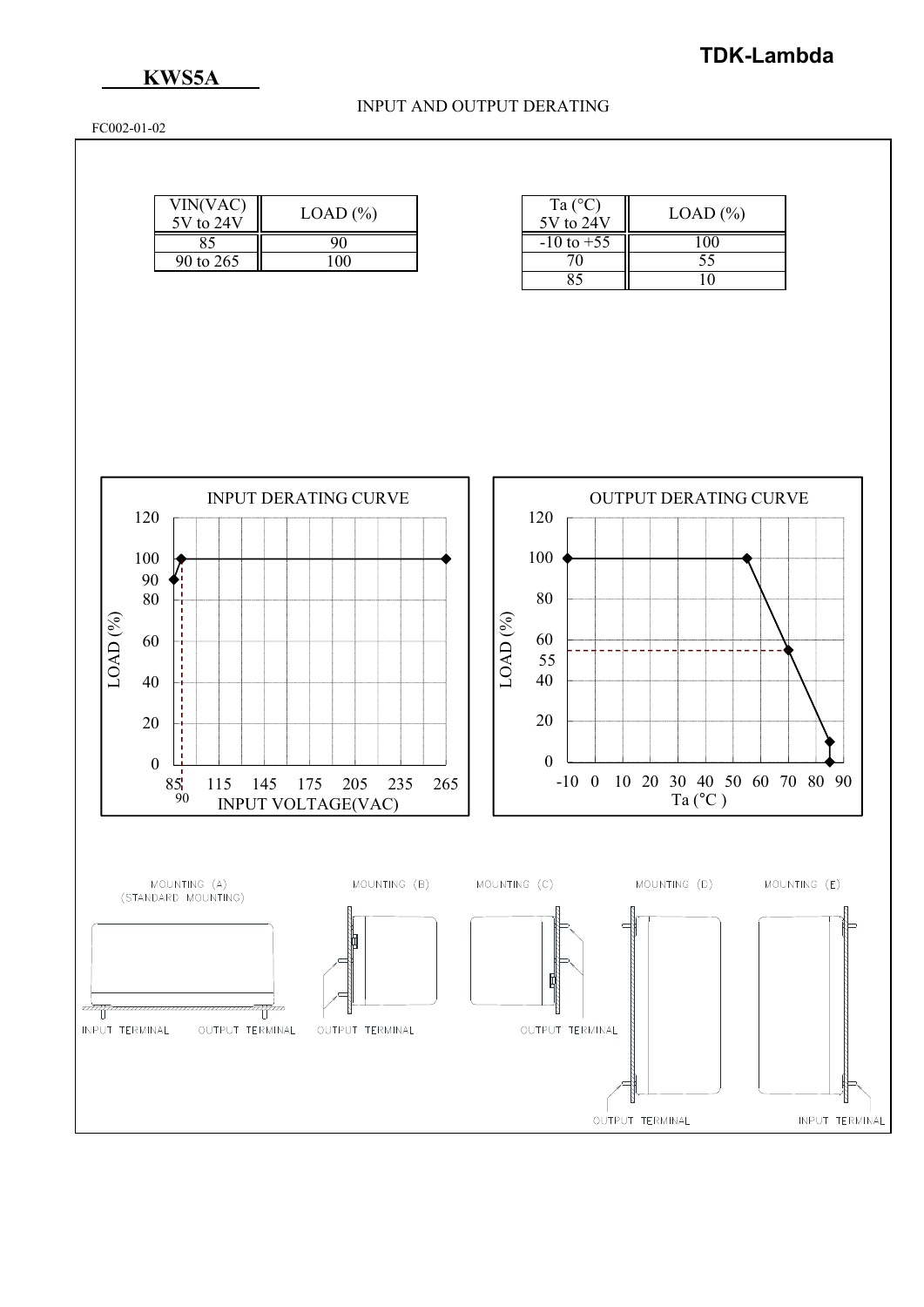**KWS5A**

TDK-Lambda

## INPUT AND OUTPUT DERATING

FC002-01-02

| VIN(VAC) 5V to 24V | LOAD (%) |
|---|---|
| 85 | 90 |
| 90 to 265 | 100 |

| Ta (°C) 5V to 24V | LOAD (%) |
|---|---|
| -10 to +55 | 100 |
| 70 | 55 |
| 85 | 10 |

INPUT DERATING CURVE

OUTPUT DERATING CURVE

MOUNTING (A) (STANDARD MOUNTING)

MOUNTING (B)

MOUNTING (C)

MOUNTING (D)

MOUNTING (E)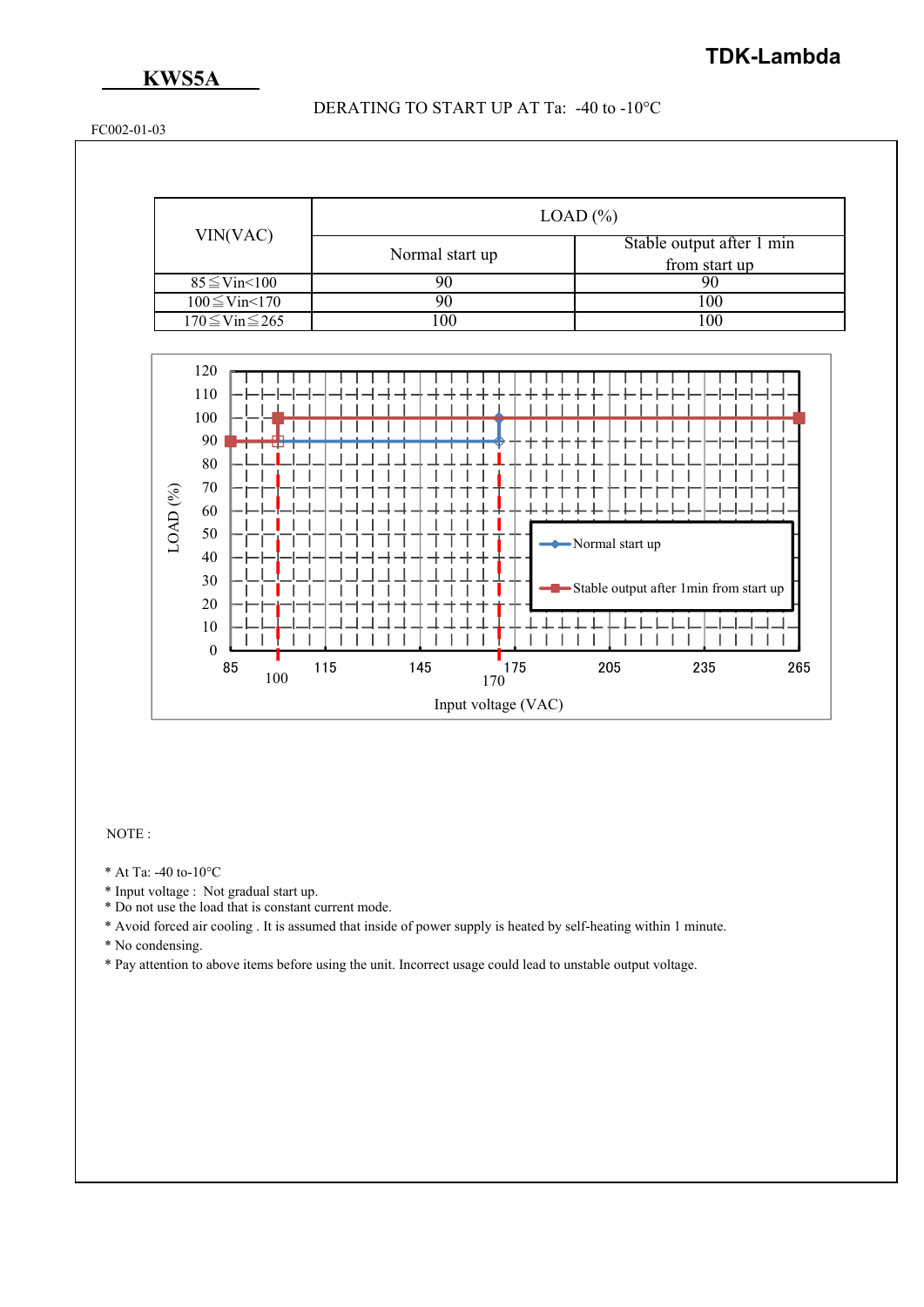**KWS5A**

**TDK-Lambda**

DERATING TO START UP AT Ta: -40 to -10°C

FC002-01-03

| VIN(VAC) | LOAD (%) | |
|---|---|---|
| | Normal start up | Stable output after 1 min from start up |
| 85≦Vin<100 | 90 | 90 |
| 100≦Vin<170 | 90 | 100 |
| 170≦Vin≦265 | 100 | 100 |

LOAD (%)

120
110
100
90
80
70
60
50
40
30
20
10
0

85
100
115
145
170
175
205
235
265

Input voltage (VAC)

Normal start up

Stable output after 1min from start up

NOTE :

* At Ta: -40 to-10°C
* Input voltage : Not gradual start up.
* Do not use the load that is constant current mode.
* Avoid forced air cooling . It is assumed that inside of power supply is heated by self-heating within 1 minute.
* No condensing.
* Pay attention to above items before using the unit. Incorrect usage could lead to unstable output voltage.